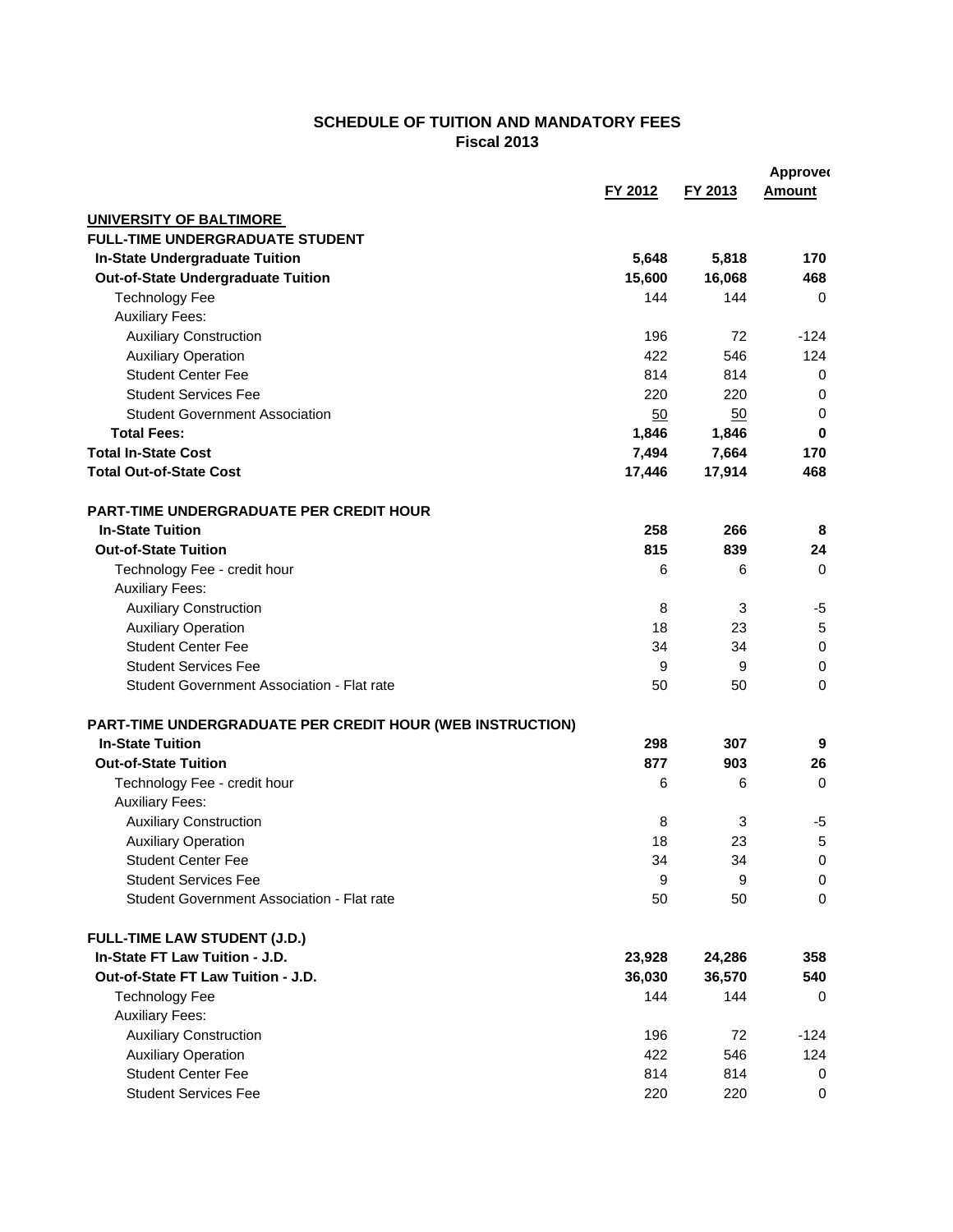# SCHEDULE OF TUITION AND MANDATORY FEES
## Fiscal 2013

| | FY 2012 | FY 2013 | Approved Amount |
|---|---|---|---|
| **UNIVERSITY OF BALTIMORE** | | | |
| **FULL-TIME UNDERGRADUATE STUDENT** | | | |
| **In-State Undergraduate Tuition** | **5,648** | **5,818** | **170** |
| **Out-of-State Undergraduate Tuition** | **15,600** | **16,068** | **468** |
| Technology Fee | 144 | 144 | 0 |
| Auxiliary Fees: | | | |
| Auxiliary Construction | 196 | 72 | -124 |
| Auxiliary Operation | 422 | 546 | 124 |
| Student Center Fee | 814 | 814 | 0 |
| Student Services Fee | 220 | 220 | 0 |
| Student Government Association | 50 | 50 | 0 |
| **Total Fees:** | **1,846** | **1,846** | **0** |
| **Total In-State Cost** | **7,494** | **7,664** | **170** |
| **Total Out-of-State Cost** | **17,446** | **17,914** | **468** |
| | | | |
| **PART-TIME UNDERGRADUATE PER CREDIT HOUR** | | | |
| **In-State Tuition** | **258** | **266** | **8** |
| **Out-of-State Tuition** | **815** | **839** | **24** |
| Technology Fee - credit hour | 6 | 6 | 0 |
| Auxiliary Fees: | | | |
| Auxiliary Construction | 8 | 3 | -5 |
| Auxiliary Operation | 18 | 23 | 5 |
| Student Center Fee | 34 | 34 | 0 |
| Student Services Fee | 9 | 9 | 0 |
| Student Government Association - Flat rate | 50 | 50 | 0 |
| | | | |
| **PART-TIME UNDERGRADUATE PER CREDIT HOUR (WEB INSTRUCTION)** | | | |
| **In-State Tuition** | **298** | **307** | **9** |
| **Out-of-State Tuition** | **877** | **903** | **26** |
| Technology Fee - credit hour | 6 | 6 | 0 |
| Auxiliary Fees: | | | |
| Auxiliary Construction | 8 | 3 | -5 |
| Auxiliary Operation | 18 | 23 | 5 |
| Student Center Fee | 34 | 34 | 0 |
| Student Services Fee | 9 | 9 | 0 |
| Student Government Association - Flat rate | 50 | 50 | 0 |
| | | | |
| **FULL-TIME LAW STUDENT (J.D.)** | | | |
| **In-State FT Law Tuition - J.D.** | **23,928** | **24,286** | **358** |
| **Out-of-State FT Law Tuition - J.D.** | **36,030** | **36,570** | **540** |
| Technology Fee | 144 | 144 | 0 |
| Auxiliary Fees: | | | |
| Auxiliary Construction | 196 | 72 | -124 |
| Auxiliary Operation | 422 | 546 | 124 |
| Student Center Fee | 814 | 814 | 0 |
| Student Services Fee | 220 | 220 | 0 |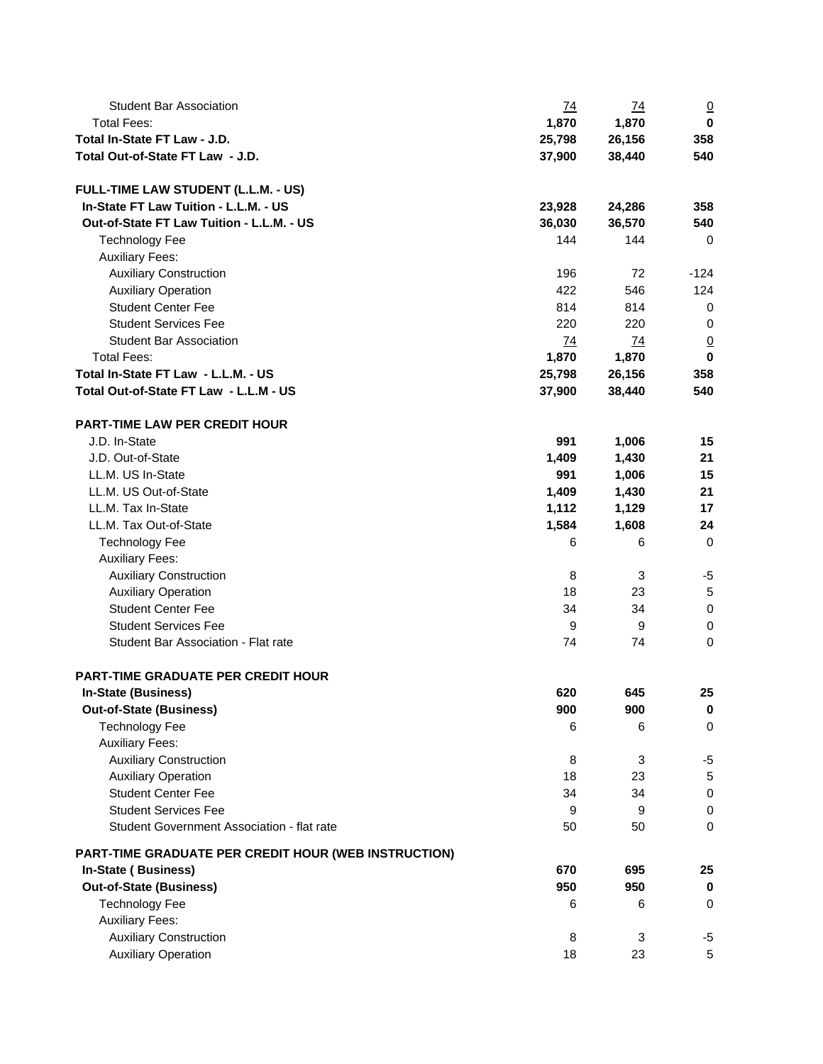| | | | |
|---|---|---|---|
| Student Bar Association | 74 | 74 | 0 |
| Total Fees: | **1,870** | **1,870** | **0** |
| **Total In-State FT Law - J.D.** | **25,798** | **26,156** | **358** |
| **Total Out-of-State FT Law - J.D.** | **37,900** | **38,440** | **540** |
| | | | |
| **FULL-TIME LAW STUDENT (L.L.M. - US)** | | | |
| **In-State FT Law Tuition - L.L.M. - US** | **23,928** | **24,286** | **358** |
| **Out-of-State FT Law Tuition - L.L.M. - US** | **36,030** | **36,570** | **540** |
| Technology Fee | 144 | 144 | 0 |
| Auxiliary Fees: | | | |
| Auxiliary Construction | 196 | 72 | -124 |
| Auxiliary Operation | 422 | 546 | 124 |
| Student Center Fee | 814 | 814 | 0 |
| Student Services Fee | 220 | 220 | 0 |
| Student Bar Association | 74 | 74 | 0 |
| Total Fees: | **1,870** | **1,870** | **0** |
| **Total In-State FT Law - L.L.M. - US** | **25,798** | **26,156** | **358** |
| **Total Out-of-State FT Law - L.L.M - US** | **37,900** | **38,440** | **540** |
| | | | |
| **PART-TIME LAW PER CREDIT HOUR** | | | |
| J.D. In-State | **991** | **1,006** | **15** |
| J.D. Out-of-State | **1,409** | **1,430** | **21** |
| LL.M. US In-State | **991** | **1,006** | **15** |
| LL.M. US Out-of-State | **1,409** | **1,430** | **21** |
| LL.M. Tax In-State | **1,112** | **1,129** | **17** |
| LL.M. Tax Out-of-State | **1,584** | **1,608** | **24** |
| Technology Fee | 6 | 6 | 0 |
| Auxiliary Fees: | | | |
| Auxiliary Construction | 8 | 3 | -5 |
| Auxiliary Operation | 18 | 23 | 5 |
| Student Center Fee | 34 | 34 | 0 |
| Student Services Fee | 9 | 9 | 0 |
| Student Bar Association - Flat rate | 74 | 74 | 0 |
| | | | |
| **PART-TIME GRADUATE PER CREDIT HOUR** | | | |
| **In-State (Business)** | **620** | **645** | **25** |
| **Out-of-State (Business)** | **900** | **900** | **0** |
| Technology Fee | 6 | 6 | 0 |
| Auxiliary Fees: | | | |
| Auxiliary Construction | 8 | 3 | -5 |
| Auxiliary Operation | 18 | 23 | 5 |
| Student Center Fee | 34 | 34 | 0 |
| Student Services Fee | 9 | 9 | 0 |
| Student Government Association - flat rate | 50 | 50 | 0 |
| | | | |
| **PART-TIME GRADUATE PER CREDIT HOUR (WEB INSTRUCTION)** | | | |
| **In-State ( Business)** | **670** | **695** | **25** |
| **Out-of-State (Business)** | **950** | **950** | **0** |
| Technology Fee | 6 | 6 | 0 |
| Auxiliary Fees: | | | |
| Auxiliary Construction | 8 | 3 | -5 |
| Auxiliary Operation | 18 | 23 | 5 |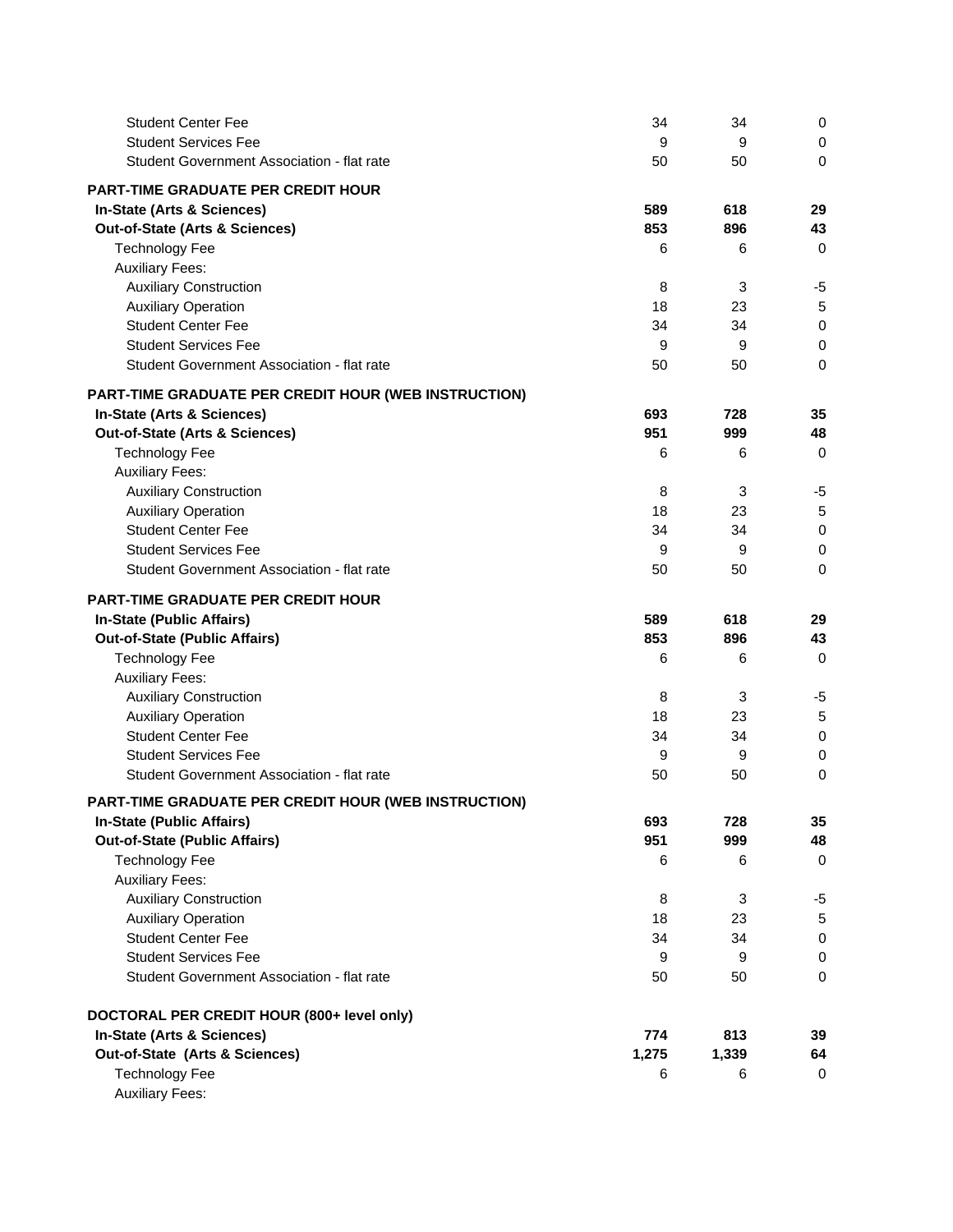| | | | |
|---|---|---|---|
| Student Center Fee | 34 | 34 | 0 |
| Student Services Fee | 9 | 9 | 0 |
| Student Government Association - flat rate | 50 | 50 | 0 |
| **PART-TIME GRADUATE PER CREDIT HOUR** | | | |
| **In-State (Arts & Sciences)** | **589** | **618** | **29** |
| **Out-of-State (Arts & Sciences)** | **853** | **896** | **43** |
| Technology Fee | 6 | 6 | 0 |
| Auxiliary Fees: | | | |
| Auxiliary Construction | 8 | 3 | -5 |
| Auxiliary Operation | 18 | 23 | 5 |
| Student Center Fee | 34 | 34 | 0 |
| Student Services Fee | 9 | 9 | 0 |
| Student Government Association - flat rate | 50 | 50 | 0 |
| **PART-TIME GRADUATE PER CREDIT HOUR (WEB INSTRUCTION)** | | | |
| **In-State (Arts & Sciences)** | **693** | **728** | **35** |
| **Out-of-State (Arts & Sciences)** | **951** | **999** | **48** |
| Technology Fee | 6 | 6 | 0 |
| Auxiliary Fees: | | | |
| Auxiliary Construction | 8 | 3 | -5 |
| Auxiliary Operation | 18 | 23 | 5 |
| Student Center Fee | 34 | 34 | 0 |
| Student Services Fee | 9 | 9 | 0 |
| Student Government Association - flat rate | 50 | 50 | 0 |
| **PART-TIME GRADUATE PER CREDIT HOUR** | | | |
| **In-State (Public Affairs)** | **589** | **618** | **29** |
| **Out-of-State (Public Affairs)** | **853** | **896** | **43** |
| Technology Fee | 6 | 6 | 0 |
| Auxiliary Fees: | | | |
| Auxiliary Construction | 8 | 3 | -5 |
| Auxiliary Operation | 18 | 23 | 5 |
| Student Center Fee | 34 | 34 | 0 |
| Student Services Fee | 9 | 9 | 0 |
| Student Government Association - flat rate | 50 | 50 | 0 |
| **PART-TIME GRADUATE PER CREDIT HOUR (WEB INSTRUCTION)** | | | |
| **In-State (Public Affairs)** | **693** | **728** | **35** |
| **Out-of-State (Public Affairs)** | **951** | **999** | **48** |
| Technology Fee | 6 | 6 | 0 |
| Auxiliary Fees: | | | |
| Auxiliary Construction | 8 | 3 | -5 |
| Auxiliary Operation | 18 | 23 | 5 |
| Student Center Fee | 34 | 34 | 0 |
| Student Services Fee | 9 | 9 | 0 |
| Student Government Association - flat rate | 50 | 50 | 0 |
| **DOCTORAL PER CREDIT HOUR (800+ level only)** | | | |
| **In-State (Arts & Sciences)** | **774** | **813** | **39** |
| **Out-of-State (Arts & Sciences)** | **1,275** | **1,339** | **64** |
| Technology Fee | 6 | 6 | 0 |
| Auxiliary Fees: | | | |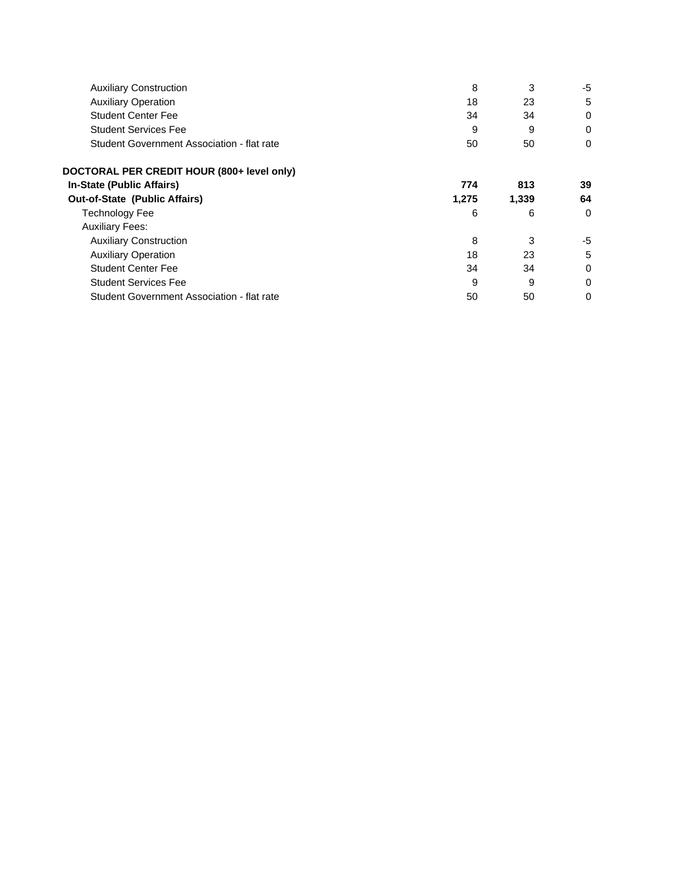| | | | |
|---|---|---|---|
| Auxiliary Construction | 8 | 3 | -5 |
| Auxiliary Operation | 18 | 23 | 5 |
| Student Center Fee | 34 | 34 | 0 |
| Student Services Fee | 9 | 9 | 0 |
| Student Government Association - flat rate | 50 | 50 | 0 |
| | | | |
| **DOCTORAL PER CREDIT HOUR (800+ level only)** | | | |
| **In-State (Public Affairs)** | **774** | **813** | **39** |
| **Out-of-State (Public Affairs)** | **1,275** | **1,339** | **64** |
| Technology Fee | 6 | 6 | 0 |
| Auxiliary Fees: | | | |
| Auxiliary Construction | 8 | 3 | -5 |
| Auxiliary Operation | 18 | 23 | 5 |
| Student Center Fee | 34 | 34 | 0 |
| Student Services Fee | 9 | 9 | 0 |
| Student Government Association - flat rate | 50 | 50 | 0 |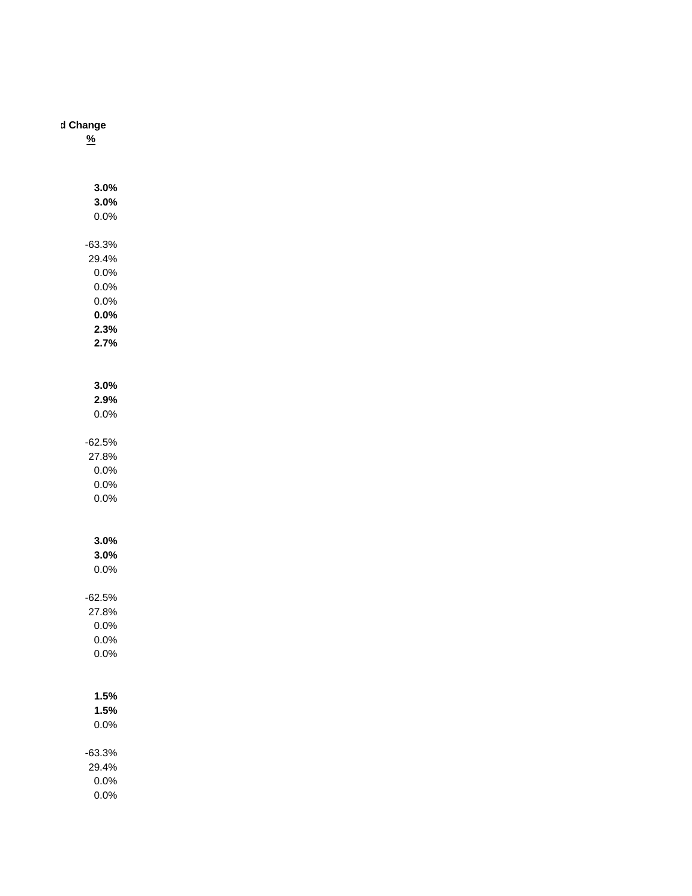| d Change |
| --- |
| % |
| |
| **3.0%** |
| **3.0%** |
| 0.0% |
| |
| -63.3% |
| 29.4% |
| 0.0% |
| 0.0% |
| 0.0% |
| **0.0%** |
| **2.3%** |
| **2.7%** |
| |
| **3.0%** |
| **2.9%** |
| 0.0% |
| |
| -62.5% |
| 27.8% |
| 0.0% |
| 0.0% |
| 0.0% |
| |
| **3.0%** |
| **3.0%** |
| 0.0% |
| |
| -62.5% |
| 27.8% |
| 0.0% |
| 0.0% |
| 0.0% |
| |
| **1.5%** |
| **1.5%** |
| 0.0% |
| |
| -63.3% |
| 29.4% |
| 0.0% |
| 0.0% |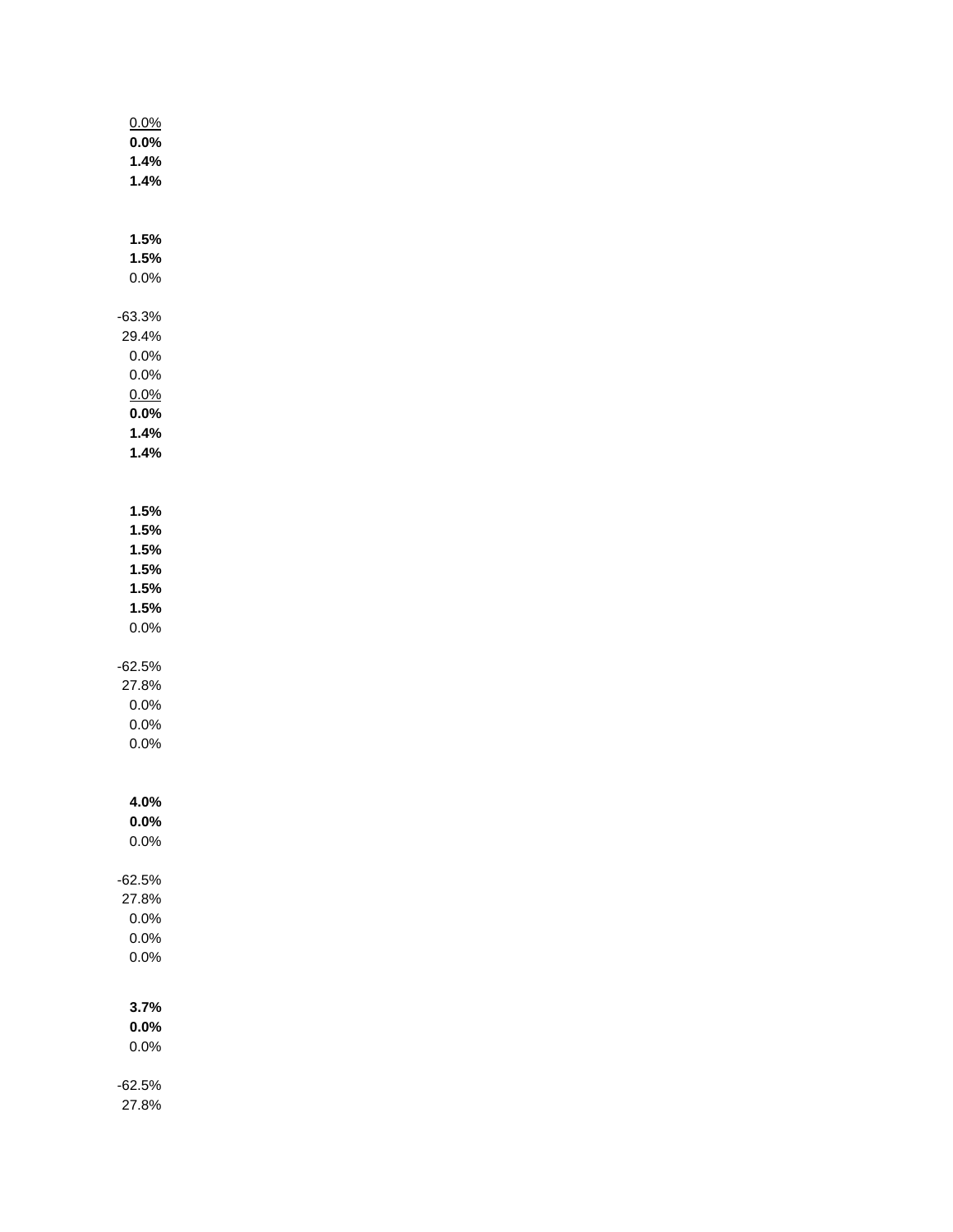0.0%

**0.0%**

**1.4%**

**1.4%**

**1.5%**

**1.5%**

0.0%

-63.3%

29.4%

0.0%

0.0%

0.0%

**0.0%**

**1.4%**

**1.4%**

**1.5%**

**1.5%**

**1.5%**

**1.5%**

**1.5%**

**1.5%**

0.0%

-62.5%

27.8%

0.0%

0.0%

0.0%

**4.0%**

**0.0%**

0.0%

-62.5%

27.8%

0.0%

0.0%

0.0%

**3.7%**

**0.0%**

0.0%

-62.5%

27.8%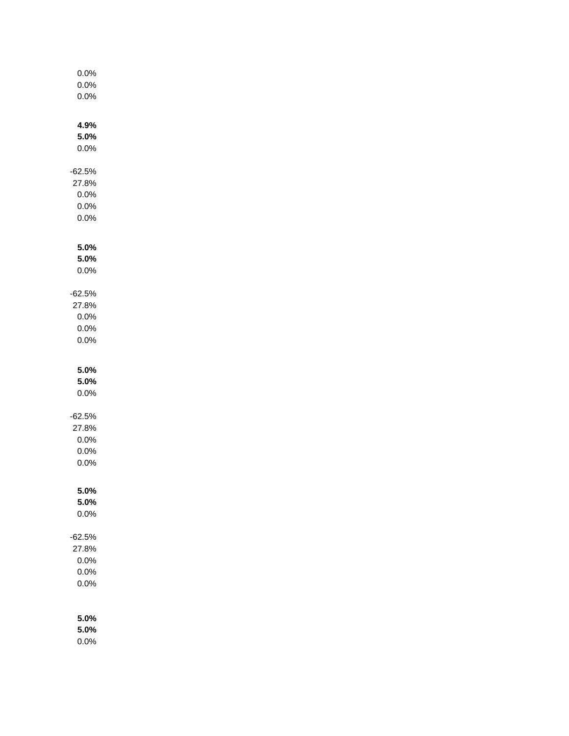0.0%
0.0%
0.0%

**4.9%**
**5.0%**
0.0%

-62.5%
27.8%
0.0%
0.0%
0.0%

**5.0%**
**5.0%**
0.0%

-62.5%
27.8%
0.0%
0.0%
0.0%

**5.0%**
**5.0%**
0.0%

-62.5%
27.8%
0.0%
0.0%
0.0%

**5.0%**
**5.0%**
0.0%

-62.5%
27.8%
0.0%
0.0%
0.0%

**5.0%**
**5.0%**
0.0%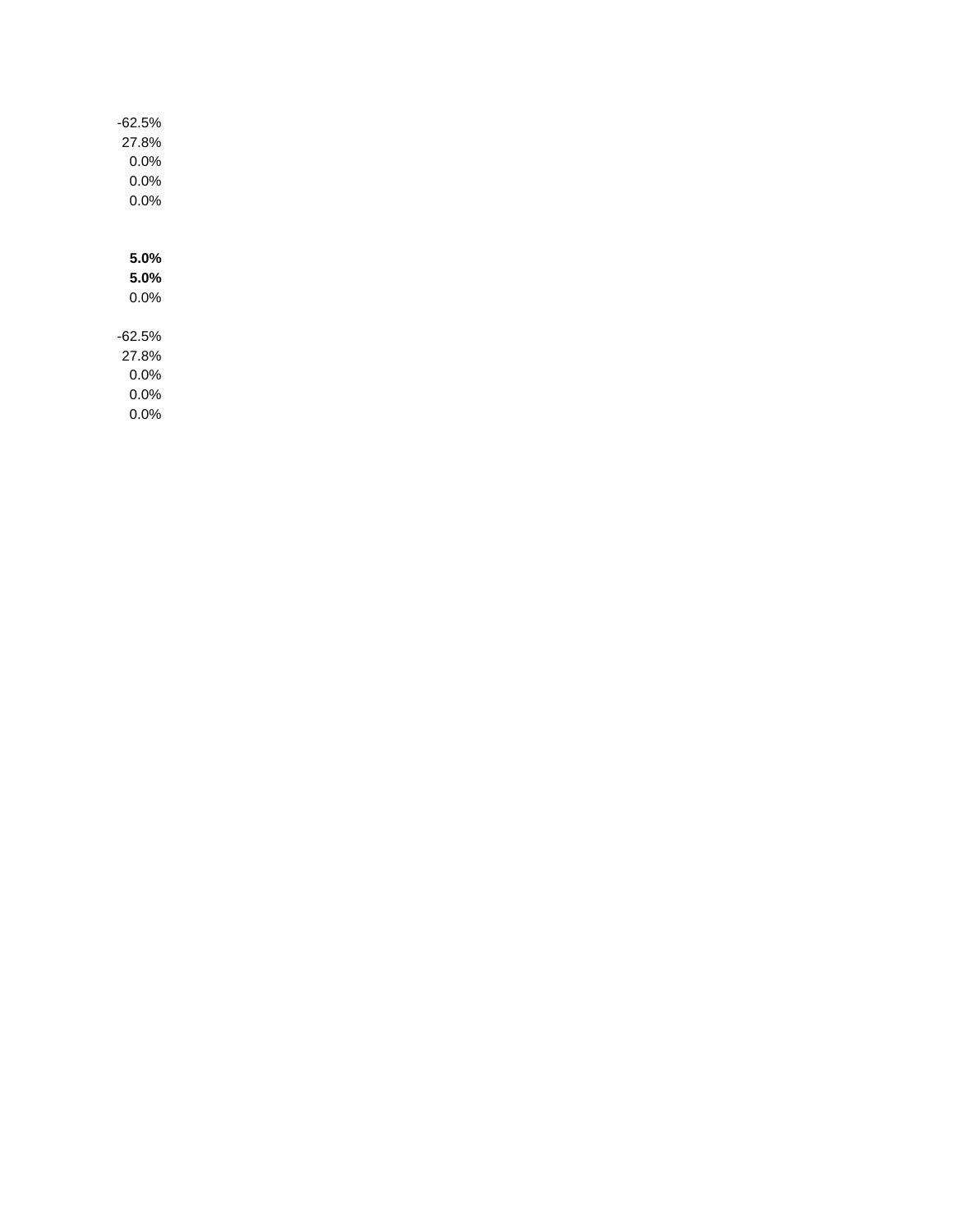| |
|---|
| -62.5% |
| 27.8% |
| 0.0% |
| 0.0% |
| 0.0% |
| |
| **5.0%** |
| **5.0%** |
| 0.0% |
| |
| -62.5% |
| 27.8% |
| 0.0% |
| 0.0% |
| 0.0% |